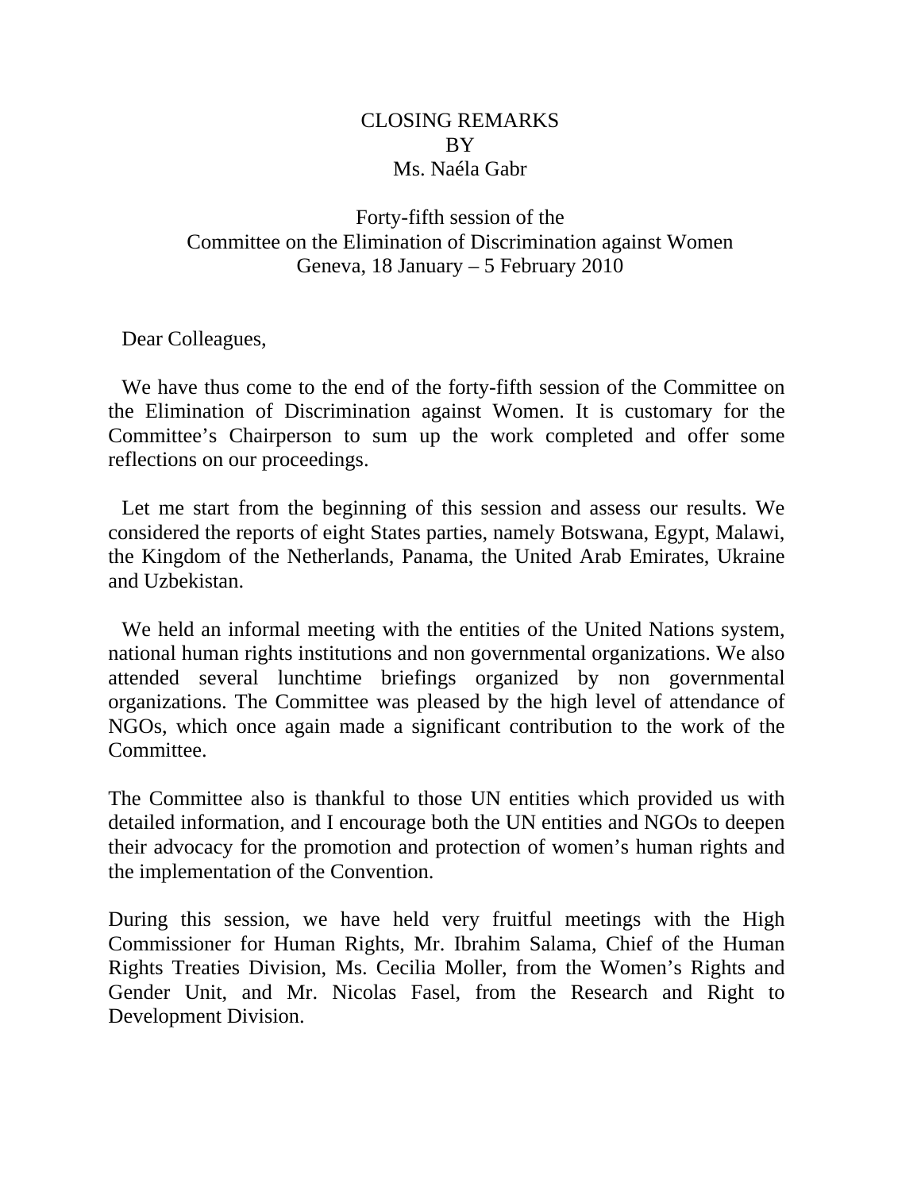CLOSING REMARKS
BY
Ms. Naéla Gabr

Forty-fifth session of the
Committee on the Elimination of Discrimination against Women
Geneva, 18 January – 5 February 2010

Dear Colleagues,

We have thus come to the end of the forty-fifth session of the Committee on the Elimination of Discrimination against Women. It is customary for the Committee's Chairperson to sum up the work completed and offer some reflections on our proceedings.

Let me start from the beginning of this session and assess our results. We considered the reports of eight States parties, namely Botswana, Egypt, Malawi, the Kingdom of the Netherlands, Panama, the United Arab Emirates, Ukraine and Uzbekistan.

We held an informal meeting with the entities of the United Nations system, national human rights institutions and non governmental organizations. We also attended several lunchtime briefings organized by non governmental organizations. The Committee was pleased by the high level of attendance of NGOs, which once again made a significant contribution to the work of the Committee.

The Committee also is thankful to those UN entities which provided us with detailed information, and I encourage both the UN entities and NGOs to deepen their advocacy for the promotion and protection of women's human rights and the implementation of the Convention.

During this session, we have held very fruitful meetings with the High Commissioner for Human Rights, Mr. Ibrahim Salama, Chief of the Human Rights Treaties Division, Ms. Cecilia Moller, from the Women's Rights and Gender Unit, and Mr. Nicolas Fasel, from the Research and Right to Development Division.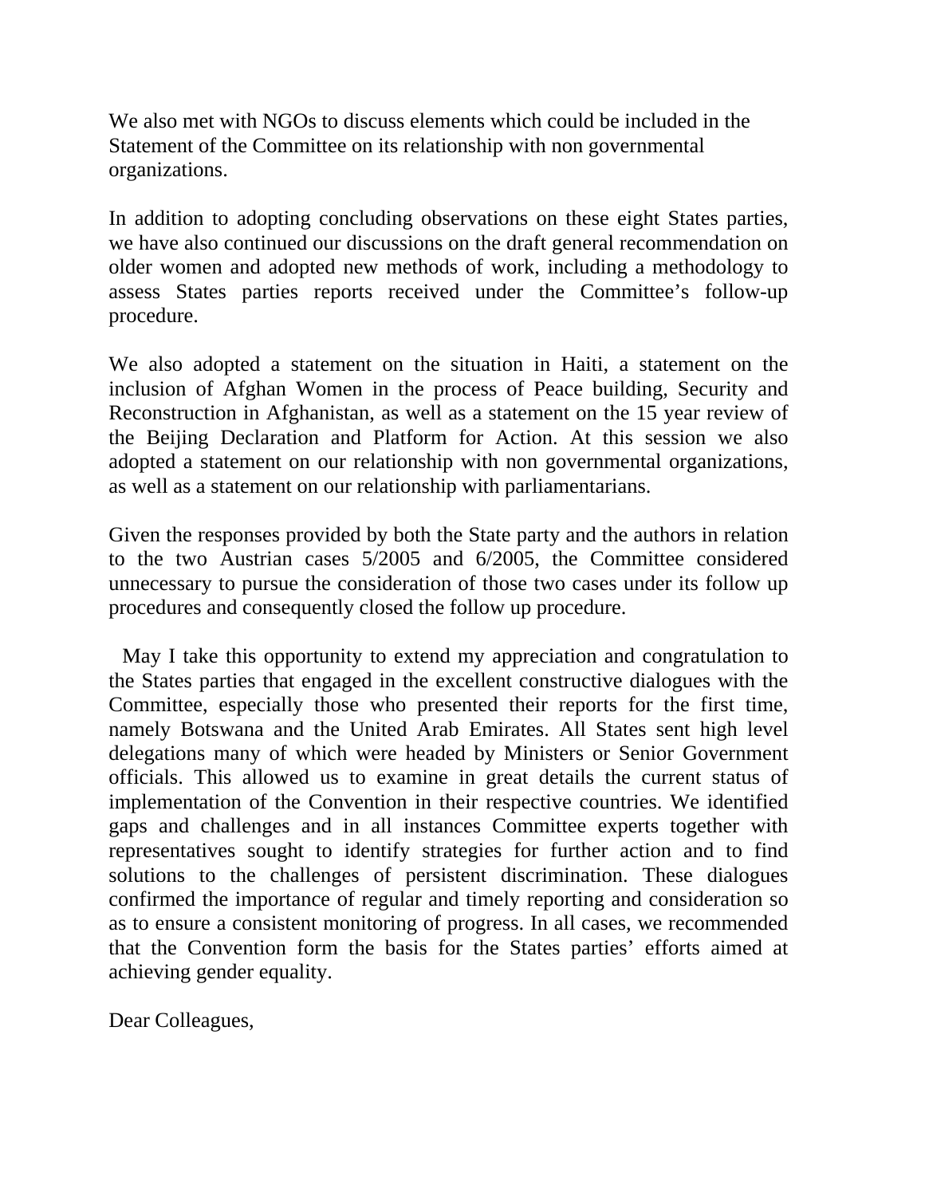We also met with NGOs to discuss elements which could be included in the Statement of the Committee on its relationship with non governmental organizations.

In addition to adopting concluding observations on these eight States parties, we have also continued our discussions on the draft general recommendation on older women and adopted new methods of work, including a methodology to assess States parties reports received under the Committee's follow-up procedure.

We also adopted a statement on the situation in Haiti, a statement on the inclusion of Afghan Women in the process of Peace building, Security and Reconstruction in Afghanistan, as well as a statement on the 15 year review of the Beijing Declaration and Platform for Action. At this session we also adopted a statement on our relationship with non governmental organizations, as well as a statement on our relationship with parliamentarians.

Given the responses provided by both the State party and the authors in relation to the two Austrian cases 5/2005 and 6/2005, the Committee considered unnecessary to pursue the consideration of those two cases under its follow up procedures and consequently closed the follow up procedure.

May I take this opportunity to extend my appreciation and congratulation to the States parties that engaged in the excellent constructive dialogues with the Committee, especially those who presented their reports for the first time, namely Botswana and the United Arab Emirates. All States sent high level delegations many of which were headed by Ministers or Senior Government officials. This allowed us to examine in great details the current status of implementation of the Convention in their respective countries. We identified gaps and challenges and in all instances Committee experts together with representatives sought to identify strategies for further action and to find solutions to the challenges of persistent discrimination. These dialogues confirmed the importance of regular and timely reporting and consideration so as to ensure a consistent monitoring of progress. In all cases, we recommended that the Convention form the basis for the States parties' efforts aimed at achieving gender equality.

Dear Colleagues,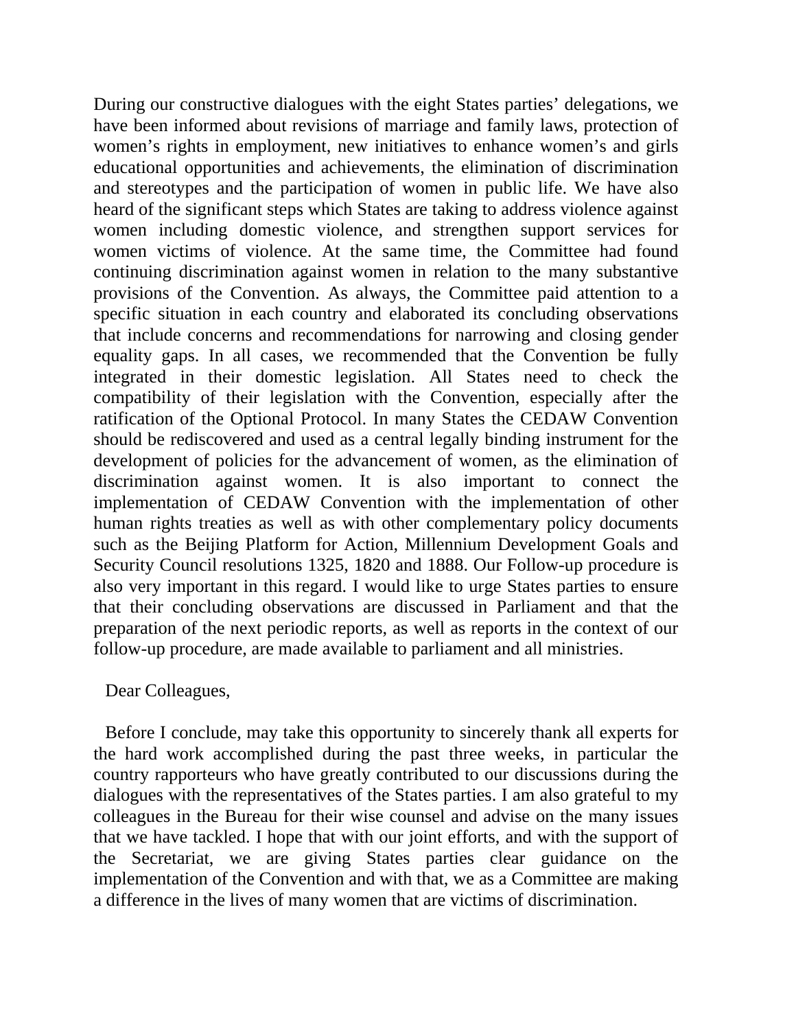During our constructive dialogues with the eight States parties' delegations, we have been informed about revisions of marriage and family laws, protection of women's rights in employment, new initiatives to enhance women's and girls educational opportunities and achievements, the elimination of discrimination and stereotypes and the participation of women in public life. We have also heard of the significant steps which States are taking to address violence against women including domestic violence, and strengthen support services for women victims of violence. At the same time, the Committee had found continuing discrimination against women in relation to the many substantive provisions of the Convention. As always, the Committee paid attention to a specific situation in each country and elaborated its concluding observations that include concerns and recommendations for narrowing and closing gender equality gaps. In all cases, we recommended that the Convention be fully integrated in their domestic legislation. All States need to check the compatibility of their legislation with the Convention, especially after the ratification of the Optional Protocol. In many States the CEDAW Convention should be rediscovered and used as a central legally binding instrument for the development of policies for the advancement of women, as the elimination of discrimination against women. It is also important to connect the implementation of CEDAW Convention with the implementation of other human rights treaties as well as with other complementary policy documents such as the Beijing Platform for Action, Millennium Development Goals and Security Council resolutions 1325, 1820 and 1888. Our Follow-up procedure is also very important in this regard. I would like to urge States parties to ensure that their concluding observations are discussed in Parliament and that the preparation of the next periodic reports, as well as reports in the context of our follow-up procedure, are made available to parliament and all ministries.

Dear Colleagues,

Before I conclude, may take this opportunity to sincerely thank all experts for the hard work accomplished during the past three weeks, in particular the country rapporteurs who have greatly contributed to our discussions during the dialogues with the representatives of the States parties. I am also grateful to my colleagues in the Bureau for their wise counsel and advise on the many issues that we have tackled. I hope that with our joint efforts, and with the support of the Secretariat, we are giving States parties clear guidance on the implementation of the Convention and with that, we as a Committee are making a difference in the lives of many women that are victims of discrimination.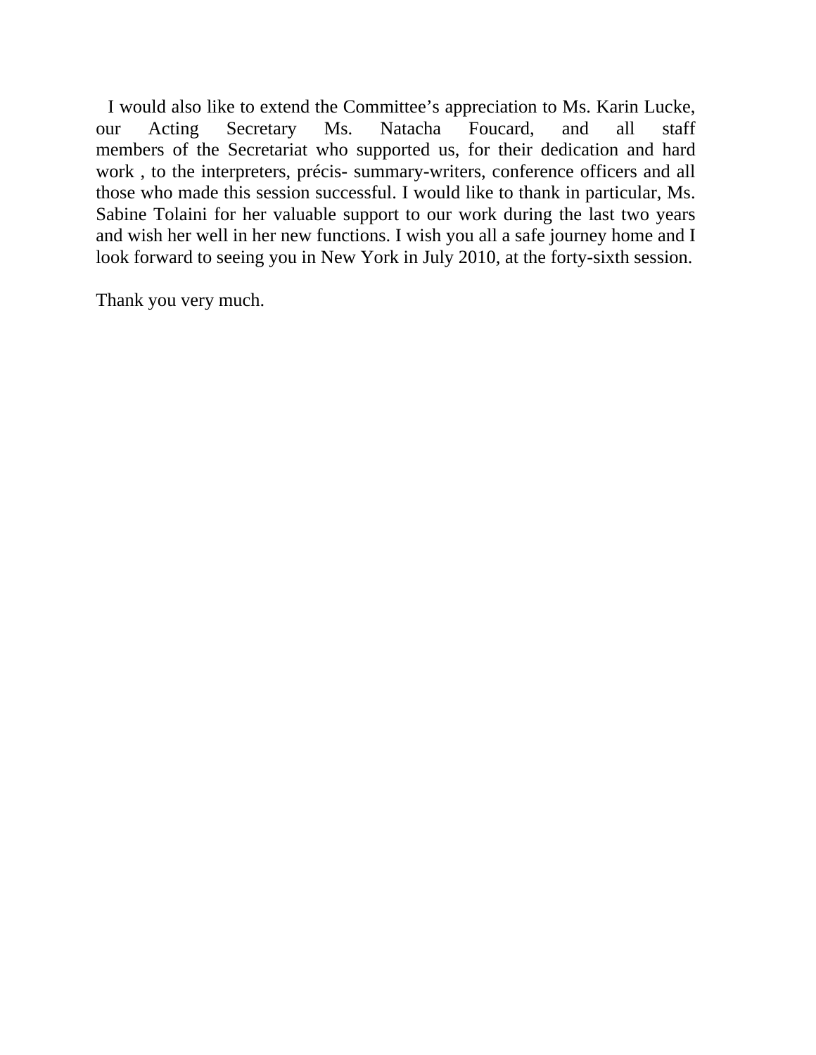I would also like to extend the Committee's appreciation to Ms. Karin Lucke, our Acting Secretary Ms. Natacha Foucard, and all staff members of the Secretariat who supported us, for their dedication and hard work , to the interpreters, précis- summary-writers, conference officers and all those who made this session successful. I would like to thank in particular, Ms. Sabine Tolaini for her valuable support to our work during the last two years and wish her well in her new functions. I wish you all a safe journey home and I look forward to seeing you in New York in July 2010, at the forty-sixth session.

Thank you very much.